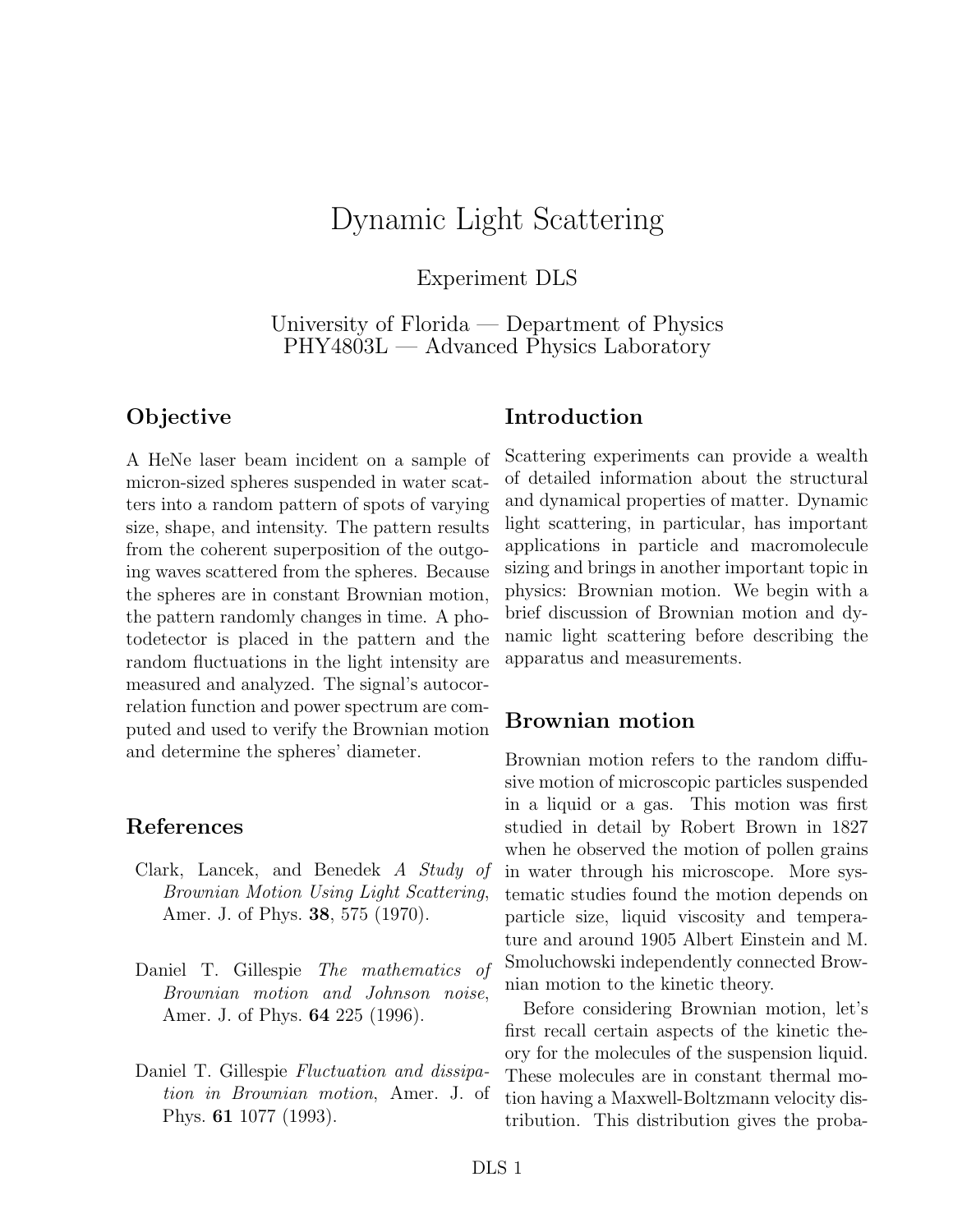# Dynamic Light Scattering

Experiment DLS

University of Florida — Department of Physics
PHY4803L — Advanced Physics Laboratory

## Objective

A HeNe laser beam incident on a sample of micron-sized spheres suspended in water scatters into a random pattern of spots of varying size, shape, and intensity. The pattern results from the coherent superposition of the outgoing waves scattered from the spheres. Because the spheres are in constant Brownian motion, the pattern randomly changes in time. A photodetector is placed in the pattern and the random fluctuations in the light intensity are measured and analyzed. The signal's autocorrelation function and power spectrum are computed and used to verify the Brownian motion and determine the spheres' diameter.

## References

Clark, Lancek, and Benedek *A Study of Brownian Motion Using Light Scattering*, Amer. J. of Phys. **38**, 575 (1970).

Daniel T. Gillespie *The mathematics of Brownian motion and Johnson noise*, Amer. J. of Phys. **64** 225 (1996).

Daniel T. Gillespie *Fluctuation and dissipation in Brownian motion*, Amer. J. of Phys. **61** 1077 (1993).

## Introduction

Scattering experiments can provide a wealth of detailed information about the structural and dynamical properties of matter. Dynamic light scattering, in particular, has important applications in particle and macromolecule sizing and brings in another important topic in physics: Brownian motion. We begin with a brief discussion of Brownian motion and dynamic light scattering before describing the apparatus and measurements.

## Brownian motion

Brownian motion refers to the random diffusive motion of microscopic particles suspended in a liquid or a gas. This motion was first studied in detail by Robert Brown in 1827 when he observed the motion of pollen grains in water through his microscope. More systematic studies found the motion depends on particle size, liquid viscosity and temperature and around 1905 Albert Einstein and M. Smoluchowski independently connected Brownian motion to the kinetic theory.

Before considering Brownian motion, let's first recall certain aspects of the kinetic theory for the molecules of the suspension liquid. These molecules are in constant thermal motion having a Maxwell-Boltzmann velocity distribution. This distribution gives the proba-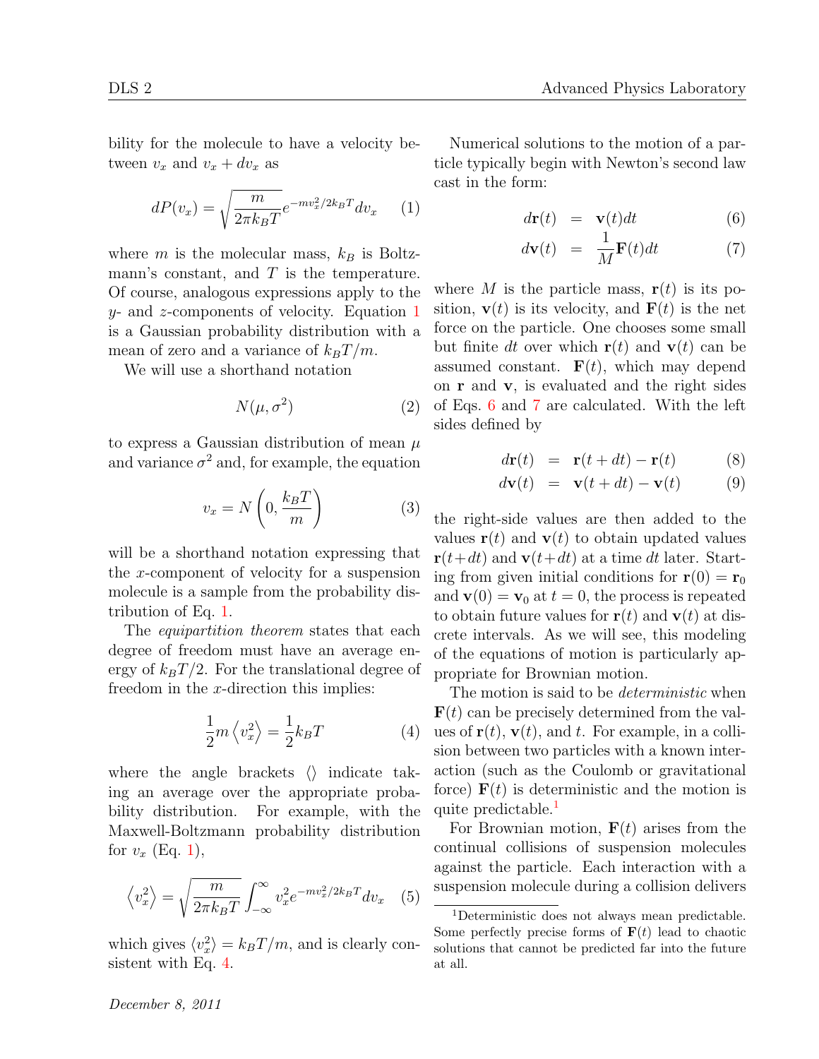bility for the molecule to have a velocity between $v_x$ and $v_x + dv_x$ as

$$dP(v_x) = \sqrt{\frac{m}{2\pi k_B T}} e^{-mv_x^2/2k_BT} dv_x \qquad (1)$$

where $m$ is the molecular mass, $k_B$ is Boltzmann's constant, and $T$ is the temperature. Of course, analogous expressions apply to the $y$- and $z$-components of velocity. Equation 1 is a Gaussian probability distribution with a mean of zero and a variance of $k_BT/m$.

We will use a shorthand notation

$$N(\mu, \sigma^2) \qquad (2)$$

to express a Gaussian distribution of mean $\mu$ and variance $\sigma^2$ and, for example, the equation

$$v_x = N\left(0, \frac{k_BT}{m}\right) \qquad (3)$$

will be a shorthand notation expressing that the $x$-component of velocity for a suspension molecule is a sample from the probability distribution of Eq. 1.

The *equipartition theorem* states that each degree of freedom must have an average energy of $k_BT/2$. For the translational degree of freedom in the $x$-direction this implies:

$$\frac{1}{2}m\left\langle v_x^2\right\rangle = \frac{1}{2}k_BT \qquad (4)$$

where the angle brackets $\langle\rangle$ indicate taking an average over the appropriate probability distribution. For example, with the Maxwell-Boltzmann probability distribution for $v_x$ (Eq. 1),

$$\left\langle v_x^2\right\rangle = \sqrt{\frac{m}{2\pi k_BT}} \int_{-\infty}^{\infty} v_x^2 e^{-mv_x^2/2k_BT} dv_x \qquad (5)$$

which gives $\langle v_x^2\rangle = k_BT/m$, and is clearly consistent with Eq. 4.

Numerical solutions to the motion of a particle typically begin with Newton's second law cast in the form:

$$d\mathbf{r}(t) = \mathbf{v}(t)dt \qquad (6)$$

$$d\mathbf{v}(t) = \frac{1}{M}\mathbf{F}(t)dt \qquad (7)$$

where $M$ is the particle mass, $\mathbf{r}(t)$ is its position, $\mathbf{v}(t)$ is its velocity, and $\mathbf{F}(t)$ is the net force on the particle. One chooses some small but finite $dt$ over which $\mathbf{r}(t)$ and $\mathbf{v}(t)$ can be assumed constant. $\mathbf{F}(t)$, which may depend on $\mathbf{r}$ and $\mathbf{v}$, is evaluated and the right sides of Eqs. 6 and 7 are calculated. With the left sides defined by

$$d\mathbf{r}(t) = \mathbf{r}(t + dt) - \mathbf{r}(t) \qquad (8)$$

$$d\mathbf{v}(t) = \mathbf{v}(t + dt) - \mathbf{v}(t) \qquad (9)$$

the right-side values are then added to the values $\mathbf{r}(t)$ and $\mathbf{v}(t)$ to obtain updated values $\mathbf{r}(t+dt)$ and $\mathbf{v}(t+dt)$ at a time $dt$ later. Starting from given initial conditions for $\mathbf{r}(0) = \mathbf{r}_0$ and $\mathbf{v}(0) = \mathbf{v}_0$ at $t = 0$, the process is repeated to obtain future values for $\mathbf{r}(t)$ and $\mathbf{v}(t)$ at discrete intervals. As we will see, this modeling of the equations of motion is particularly appropriate for Brownian motion.

The motion is said to be *deterministic* when $\mathbf{F}(t)$ can be precisely determined from the values of $\mathbf{r}(t)$, $\mathbf{v}(t)$, and $t$. For example, in a collision between two particles with a known interaction (such as the Coulomb or gravitational force) $\mathbf{F}(t)$ is deterministic and the motion is quite predictable.[1]

For Brownian motion, $\mathbf{F}(t)$ arises from the continual collisions of suspension molecules against the particle. Each interaction with a suspension molecule during a collision delivers

[1] Deterministic does not always mean predictable. Some perfectly precise forms of $\mathbf{F}(t)$ lead to chaotic solutions that cannot be predicted far into the future at all.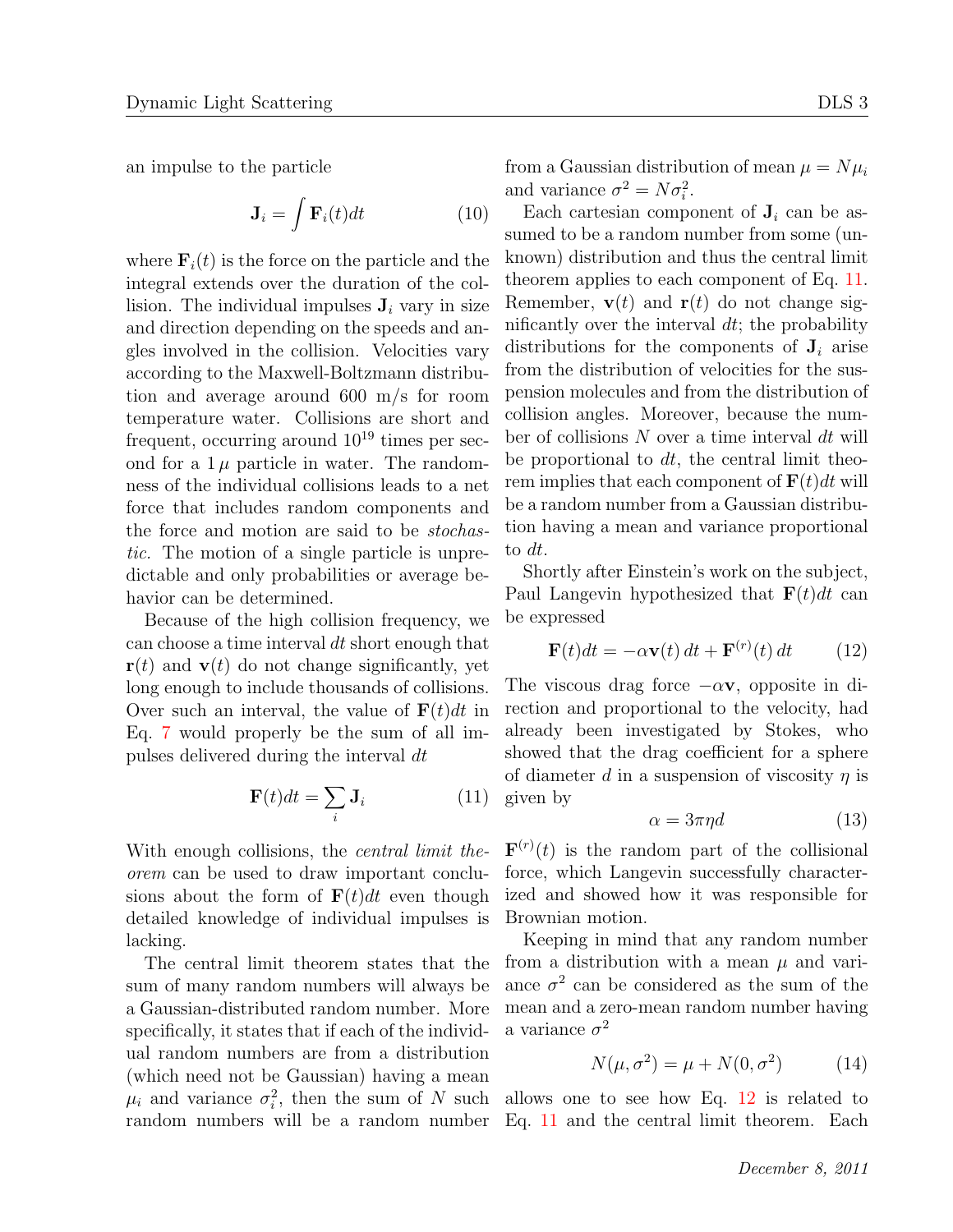an impulse to the particle

$$\mathbf{J}_i = \int \mathbf{F}_i(t)dt \tag{10}$$

where $\mathbf{F}_i(t)$ is the force on the particle and the integral extends over the duration of the collision. The individual impulses $\mathbf{J}_i$ vary in size and direction depending on the speeds and angles involved in the collision. Velocities vary according to the Maxwell-Boltzmann distribution and average around 600 m/s for room temperature water. Collisions are short and frequent, occurring around $10^{19}$ times per second for a $1\,\mu$ particle in water. The randomness of the individual collisions leads to a net force that includes random components and the force and motion are said to be *stochastic.* The motion of a single particle is unpredictable and only probabilities or average behavior can be determined.

Because of the high collision frequency, we can choose a time interval $dt$ short enough that $\mathbf{r}(t)$ and $\mathbf{v}(t)$ do not change significantly, yet long enough to include thousands of collisions. Over such an interval, the value of $\mathbf{F}(t)dt$ in Eq. 7 would properly be the sum of all impulses delivered during the interval $dt$

$$\mathbf{F}(t)dt = \sum_i \mathbf{J}_i \tag{11}$$

With enough collisions, the *central limit theorem* can be used to draw important conclusions about the form of $\mathbf{F}(t)dt$ even though detailed knowledge of individual impulses is lacking.

The central limit theorem states that the sum of many random numbers will always be a Gaussian-distributed random number. More specifically, it states that if each of the individual random numbers are from a distribution (which need not be Gaussian) having a mean $\mu_i$ and variance $\sigma_i^2$, then the sum of $N$ such random numbers will be a random number from a Gaussian distribution of mean $\mu = N\mu_i$ and variance $\sigma^2 = N\sigma_i^2$.

Each cartesian component of $\mathbf{J}_i$ can be assumed to be a random number from some (unknown) distribution and thus the central limit theorem applies to each component of Eq. 11. Remember, $\mathbf{v}(t)$ and $\mathbf{r}(t)$ do not change significantly over the interval $dt$; the probability distributions for the components of $\mathbf{J}_i$ arise from the distribution of velocities for the suspension molecules and from the distribution of collision angles. Moreover, because the number of collisions $N$ over a time interval $dt$ will be proportional to $dt$, the central limit theorem implies that each component of $\mathbf{F}(t)dt$ will be a random number from a Gaussian distribution having a mean and variance proportional to $dt$.

Shortly after Einstein's work on the subject, Paul Langevin hypothesized that $\mathbf{F}(t)dt$ can be expressed

$$\mathbf{F}(t)dt = -\alpha\mathbf{v}(t)\,dt + \mathbf{F}^{(r)}(t)\,dt \tag{12}$$

The viscous drag force $-\alpha\mathbf{v}$, opposite in direction and proportional to the velocity, had already been investigated by Stokes, who showed that the drag coefficient for a sphere of diameter $d$ in a suspension of viscosity $\eta$ is given by

$$\alpha = 3\pi\eta d \tag{13}$$

$\mathbf{F}^{(r)}(t)$ is the random part of the collisional force, which Langevin successfully characterized and showed how it was responsible for Brownian motion.

Keeping in mind that any random number from a distribution with a mean $\mu$ and variance $\sigma^2$ can be considered as the sum of the mean and a zero-mean random number having a variance $\sigma^2$

$$N(\mu,\sigma^2) = \mu + N(0,\sigma^2) \tag{14}$$

allows one to see how Eq. 12 is related to Eq. 11 and the central limit theorem. Each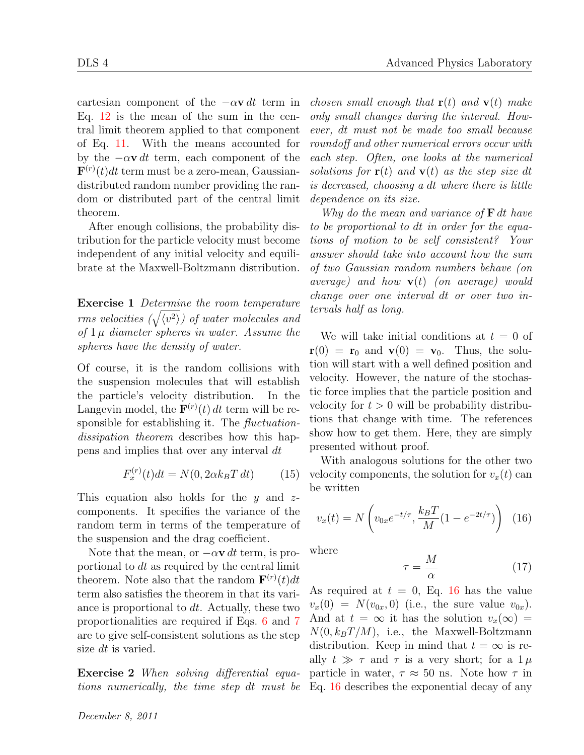cartesian component of the $-\alpha\mathbf{v}\,dt$ term in Eq. 12 is the mean of the sum in the central limit theorem applied to that component of Eq. 11. With the means accounted for by the $-\alpha\mathbf{v}\,dt$ term, each component of the $\mathbf{F}^{(r)}(t)dt$ term must be a zero-mean, Gaussian-distributed random number providing the random or distributed part of the central limit theorem.

After enough collisions, the probability distribution for the particle velocity must become independent of any initial velocity and equilibrate at the Maxwell-Boltzmann distribution.

**Exercise 1** *Determine the room temperature rms velocities ($\sqrt{\langle v^2\rangle}$) of water molecules and of $1\,\mu$ diameter spheres in water. Assume the spheres have the density of water.*

Of course, it is the random collisions with the suspension molecules that will establish the particle's velocity distribution. In the Langevin model, the $\mathbf{F}^{(r)}(t)\,dt$ term will be responsible for establishing it. The *fluctuation-dissipation theorem* describes how this happens and implies that over any interval $dt$

$$F_x^{(r)}(t)dt = N(0, 2\alpha k_B T\,dt) \tag{15}$$

This equation also holds for the $y$ and $z$-components. It specifies the variance of the random term in terms of the temperature of the suspension and the drag coefficient.

Note that the mean, or $-\alpha\mathbf{v}\,dt$ term, is proportional to $dt$ as required by the central limit theorem. Note also that the random $\mathbf{F}^{(r)}(t)dt$ term also satisfies the theorem in that its variance is proportional to $dt$. Actually, these two proportionalities are required if Eqs. 6 and 7 are to give self-consistent solutions as the step size $dt$ is varied.

**Exercise 2** *When solving differential equations numerically, the time step $dt$ must be chosen small enough that $\mathbf{r}(t)$ and $\mathbf{v}(t)$ make only small changes during the interval. However, $dt$ must not be made too small because roundoff and other numerical errors occur with each step. Often, one looks at the numerical solutions for $\mathbf{r}(t)$ and $\mathbf{v}(t)$ as the step size $dt$ is decreased, choosing a $dt$ where there is little dependence on its size.*

*Why do the mean and variance of $\mathbf{F}\,dt$ have to be proportional to $dt$ in order for the equations of motion to be self consistent? Your answer should take into account how the sum of two Gaussian random numbers behave (on average) and how $\mathbf{v}(t)$ (on average) would change over one interval $dt$ or over two intervals half as long.*

We will take initial conditions at $t = 0$ of $\mathbf{r}(0) = \mathbf{r}_0$ and $\mathbf{v}(0) = \mathbf{v}_0$. Thus, the solution will start with a well defined position and velocity. However, the nature of the stochastic force implies that the particle position and velocity for $t > 0$ will be probability distributions that change with time. The references show how to get them. Here, they are simply presented without proof.

With analogous solutions for the other two velocity components, the solution for $v_x(t)$ can be written

$$v_x(t) = N\left(v_{0x}e^{-t/\tau}, \frac{k_B T}{M}(1 - e^{-2t/\tau})\right) \tag{16}$$

where

$$\tau = \frac{M}{\alpha} \tag{17}$$

As required at $t = 0$, Eq. 16 has the value $v_x(0) = N(v_{0x}, 0)$ (i.e., the sure value $v_{0x}$). And at $t = \infty$ it has the solution $v_x(\infty) = N(0, k_B T/M)$, i.e., the Maxwell-Boltzmann distribution. Keep in mind that $t = \infty$ is really $t \gg \tau$ and $\tau$ is a very short; for a $1\,\mu$ particle in water, $\tau \approx 50$ ns. Note how $\tau$ in Eq. 16 describes the exponential decay of any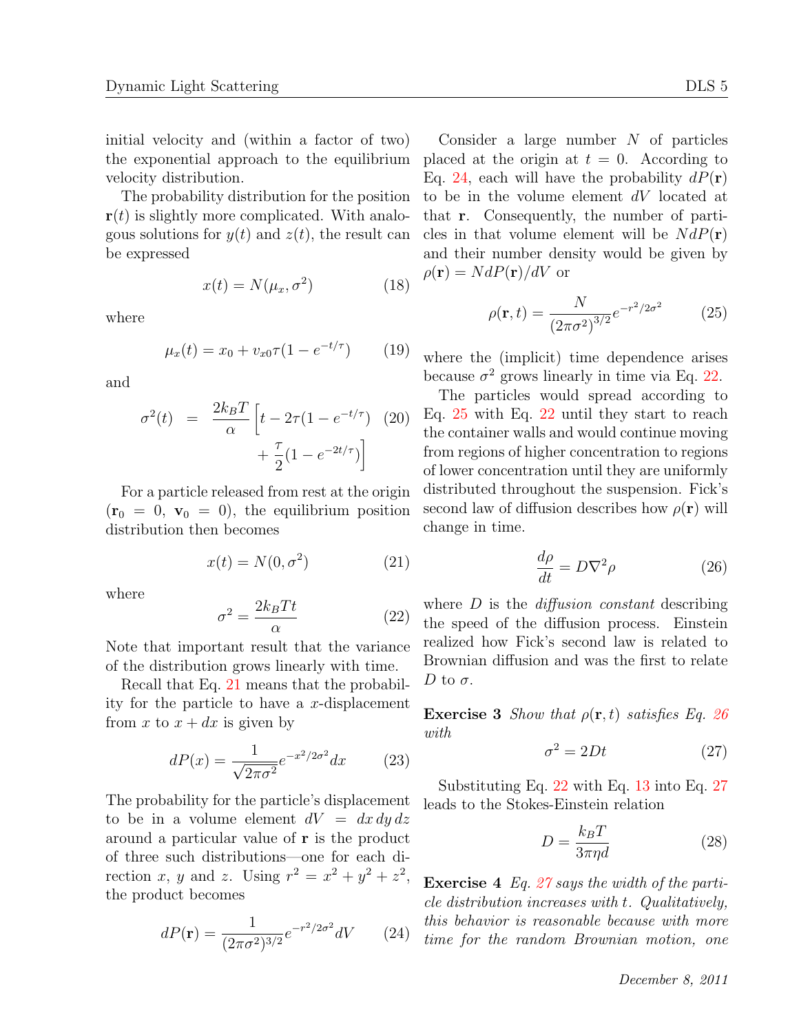initial velocity and (within a factor of two) the exponential approach to the equilibrium velocity distribution.

The probability distribution for the position $\mathbf{r}(t)$ is slightly more complicated. With analogous solutions for $y(t)$ and $z(t)$, the result can be expressed

$$x(t) = N(\mu_x, \sigma^2) \tag{18}$$

where

$$\mu_x(t) = x_0 + v_{x0}\tau(1 - e^{-t/\tau}) \tag{19}$$

and

$$\sigma^2(t) = \frac{2k_BT}{\alpha}\left[t - 2\tau(1-e^{-t/\tau}) + \frac{\tau}{2}(1-e^{-2t/\tau})\right] \tag{20}$$

For a particle released from rest at the origin ($\mathbf{r}_0 = 0$, $\mathbf{v}_0 = 0$), the equilibrium position distribution then becomes

$$x(t) = N(0, \sigma^2) \tag{21}$$

where

$$\sigma^2 = \frac{2k_BTt}{\alpha} \tag{22}$$

Note that important result that the variance of the distribution grows linearly with time.

Recall that Eq. 21 means that the probability for the particle to have a $x$-displacement from $x$ to $x + dx$ is given by

$$dP(x) = \frac{1}{\sqrt{2\pi\sigma^2}}e^{-x^2/2\sigma^2}dx \tag{23}$$

The probability for the particle's displacement to be in a volume element $dV = dx\,dy\,dz$ around a particular value of $\mathbf{r}$ is the product of three such distributions—one for each direction $x$, $y$ and $z$. Using $r^2 = x^2 + y^2 + z^2$, the product becomes

$$dP(\mathbf{r}) = \frac{1}{(2\pi\sigma^2)^{3/2}}e^{-r^2/2\sigma^2}dV \tag{24}$$

Consider a large number $N$ of particles placed at the origin at $t = 0$. According to Eq. 24, each will have the probability $dP(\mathbf{r})$ to be in the volume element $dV$ located at that $\mathbf{r}$. Consequently, the number of particles in that volume element will be $NdP(\mathbf{r})$ and their number density would be given by $\rho(\mathbf{r}) = NdP(\mathbf{r})/dV$ or

$$\rho(\mathbf{r}, t) = \frac{N}{(2\pi\sigma^2)^{3/2}}e^{-r^2/2\sigma^2} \tag{25}$$

where the (implicit) time dependence arises because $\sigma^2$ grows linearly in time via Eq. 22.

The particles would spread according to Eq. 25 with Eq. 22 until they start to reach the container walls and would continue moving from regions of higher concentration to regions of lower concentration until they are uniformly distributed throughout the suspension. Fick's second law of diffusion describes how $\rho(\mathbf{r})$ will change in time.

$$\frac{d\rho}{dt} = D\nabla^2\rho \tag{26}$$

where $D$ is the *diffusion constant* describing the speed of the diffusion process. Einstein realized how Fick's second law is related to Brownian diffusion and was the first to relate $D$ to $\sigma$.

**Exercise 3** *Show that $\rho(\mathbf{r}, t)$ satisfies Eq. 26 with*

$$\sigma^2 = 2Dt \tag{27}$$

Substituting Eq. 22 with Eq. 13 into Eq. 27 leads to the Stokes-Einstein relation

$$D = \frac{k_BT}{3\pi\eta d} \tag{28}$$

**Exercise 4** *Eq. 27 says the width of the particle distribution increases with $t$. Qualitatively, this behavior is reasonable because with more time for the random Brownian motion, one*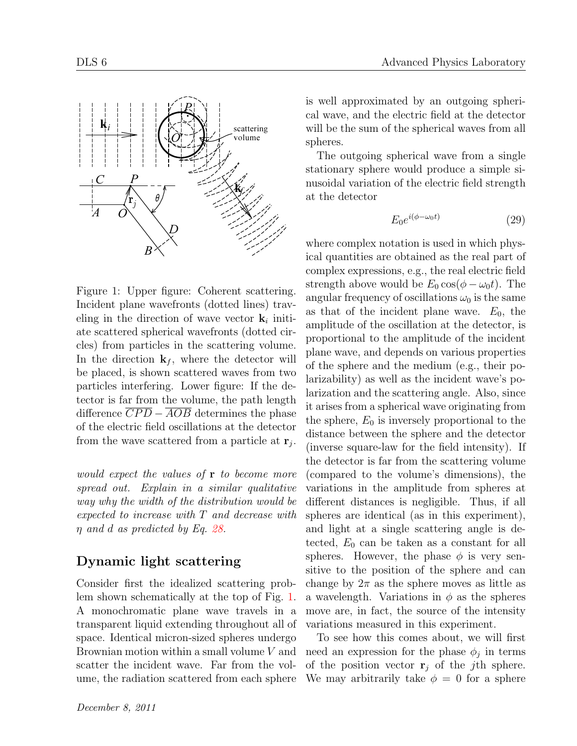Figure 1: Upper figure: Coherent scattering. Incident plane wavefronts (dotted lines) traveling in the direction of wave vector $\mathbf{k}_i$ initiate scattered spherical wavefronts (dotted circles) from particles in the scattering volume. In the direction $\mathbf{k}_f$, where the detector will be placed, is shown scattered waves from two particles interfering. Lower figure: If the detector is far from the volume, the path length difference $\overline{CPD} - \overline{AOB}$ determines the phase of the electric field oscillations at the detector from the wave scattered from a particle at $\mathbf{r}_j$.

*would expect the values of* $\mathbf{r}$ *to become more spread out. Explain in a similar qualitative way why the width of the distribution would be expected to increase with* $T$ *and decrease with* $\eta$ *and* $d$ *as predicted by Eq. 28.*

## Dynamic light scattering

Consider first the idealized scattering problem shown schematically at the top of Fig. 1. A monochromatic plane wave travels in a transparent liquid extending throughout all of space. Identical micron-sized spheres undergo Brownian motion within a small volume $V$ and scatter the incident wave. Far from the volume, the radiation scattered from each sphere is well approximated by an outgoing spherical wave, and the electric field at the detector will be the sum of the spherical waves from all spheres.

The outgoing spherical wave from a single stationary sphere would produce a simple sinusoidal variation of the electric field strength at the detector

$$E_0 e^{i(\phi - \omega_0 t)} \tag{29}$$

where complex notation is used in which physical quantities are obtained as the real part of complex expressions, e.g., the real electric field strength above would be $E_0 \cos(\phi - \omega_0 t)$. The angular frequency of oscillations $\omega_0$ is the same as that of the incident plane wave. $E_0$, the amplitude of the oscillation at the detector, is proportional to the amplitude of the incident plane wave, and depends on various properties of the sphere and the medium (e.g., their polarizability) as well as the incident wave's polarization and the scattering angle. Also, since it arises from a spherical wave originating from the sphere, $E_0$ is inversely proportional to the distance between the sphere and the detector (inverse square-law for the field intensity). If the detector is far from the scattering volume (compared to the volume's dimensions), the variations in the amplitude from spheres at different distances is negligible. Thus, if all spheres are identical (as in this experiment), and light at a single scattering angle is detected, $E_0$ can be taken as a constant for all spheres. However, the phase $\phi$ is very sensitive to the position of the sphere and can change by $2\pi$ as the sphere moves as little as a wavelength. Variations in $\phi$ as the spheres move are, in fact, the source of the intensity variations measured in this experiment.

To see how this comes about, we will first need an expression for the phase $\phi_j$ in terms of the position vector $\mathbf{r}_j$ of the $j$th sphere. We may arbitrarily take $\phi = 0$ for a sphere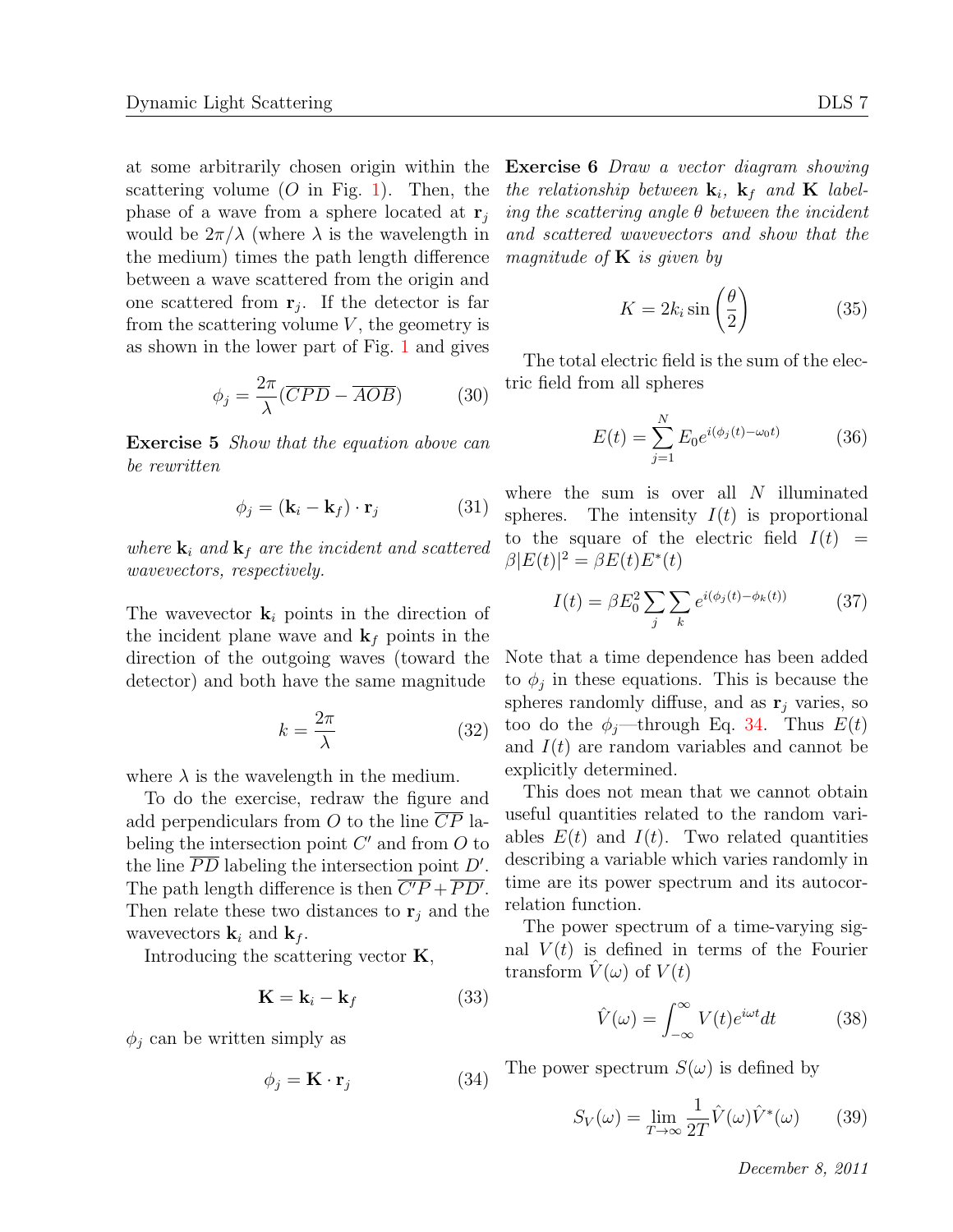at some arbitrarily chosen origin within the scattering volume ($O$ in Fig. 1). Then, the phase of a wave from a sphere located at $\mathbf{r}_j$ would be $2\pi/\lambda$ (where $\lambda$ is the wavelength in the medium) times the path length difference between a wave scattered from the origin and one scattered from $\mathbf{r}_j$. If the detector is far from the scattering volume $V$, the geometry is as shown in the lower part of Fig. 1 and gives

$$\phi_j = \frac{2\pi}{\lambda}(\overline{CPD} - \overline{AOB}) \tag{30}$$

**Exercise 5** *Show that the equation above can be rewritten*

$$\phi_j = (\mathbf{k}_i - \mathbf{k}_f) \cdot \mathbf{r}_j \tag{31}$$

*where $\mathbf{k}_i$ and $\mathbf{k}_f$ are the incident and scattered wavevectors, respectively.*

The wavevector $\mathbf{k}_i$ points in the direction of the incident plane wave and $\mathbf{k}_f$ points in the direction of the outgoing waves (toward the detector) and both have the same magnitude

$$k = \frac{2\pi}{\lambda} \tag{32}$$

where $\lambda$ is the wavelength in the medium.

To do the exercise, redraw the figure and add perpendiculars from $O$ to the line $\overline{CP}$ labeling the intersection point $C'$ and from $O$ to the line $\overline{PD}$ labeling the intersection point $D'$. The path length difference is then $\overline{C'P} + \overline{PD'}$. Then relate these two distances to $\mathbf{r}_j$ and the wavevectors $\mathbf{k}_i$ and $\mathbf{k}_f$.

Introducing the scattering vector $\mathbf{K}$,

$$\mathbf{K} = \mathbf{k}_i - \mathbf{k}_f \tag{33}$$

$\phi_j$ can be written simply as

$$\phi_j = \mathbf{K} \cdot \mathbf{r}_j \tag{34}$$

**Exercise 6** *Draw a vector diagram showing the relationship between $\mathbf{k}_i$, $\mathbf{k}_f$ and $\mathbf{K}$ labeling the scattering angle $\theta$ between the incident and scattered wavevectors and show that the magnitude of $\mathbf{K}$ is given by*

$$K = 2k_i \sin\left(\frac{\theta}{2}\right) \tag{35}$$

The total electric field is the sum of the electric field from all spheres

$$E(t) = \sum_{j=1}^{N} E_0 e^{i(\phi_j(t) - \omega_0 t)} \tag{36}$$

where the sum is over all $N$ illuminated spheres. The intensity $I(t)$ is proportional to the square of the electric field $I(t) = \beta|E(t)|^2 = \beta E(t)E^*(t)$

$$I(t) = \beta E_0^2 \sum_j \sum_k e^{i(\phi_j(t) - \phi_k(t))} \tag{37}$$

Note that a time dependence has been added to $\phi_j$ in these equations. This is because the spheres randomly diffuse, and as $\mathbf{r}_j$ varies, so too do the $\phi_j$—through Eq. 34. Thus $E(t)$ and $I(t)$ are random variables and cannot be explicitly determined.

This does not mean that we cannot obtain useful quantities related to the random variables $E(t)$ and $I(t)$. Two related quantities describing a variable which varies randomly in time are its power spectrum and its autocorrelation function.

The power spectrum of a time-varying signal $V(t)$ is defined in terms of the Fourier transform $\hat{V}(\omega)$ of $V(t)$

$$\hat{V}(\omega) = \int_{-\infty}^{\infty} V(t) e^{i\omega t} dt \tag{38}$$

The power spectrum $S(\omega)$ is defined by

$$S_V(\omega) = \lim_{T\to\infty} \frac{1}{2T} \hat{V}(\omega)\hat{V}^*(\omega) \tag{39}$$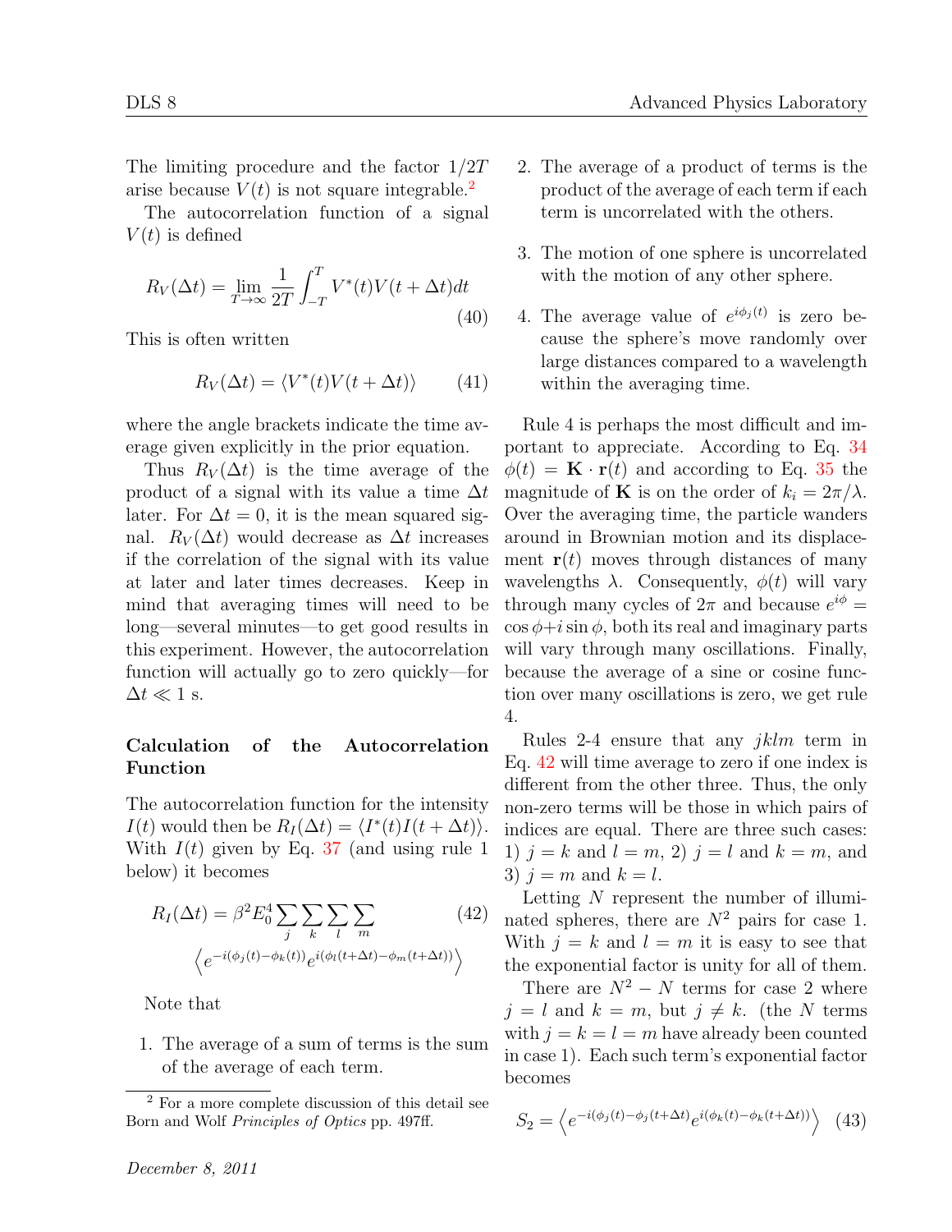The limiting procedure and the factor $1/2T$ arise because $V(t)$ is not square integrable.[2]

The autocorrelation function of a signal $V(t)$ is defined

$$R_V(\Delta t) = \lim_{T\to\infty} \frac{1}{2T} \int_{-T}^{T} V^*(t)V(t+\Delta t)dt \tag{40}$$

This is often written

$$R_V(\Delta t) = \langle V^*(t)V(t+\Delta t)\rangle \tag{41}$$

where the angle brackets indicate the time average given explicitly in the prior equation.

Thus $R_V(\Delta t)$ is the time average of the product of a signal with its value a time $\Delta t$ later. For $\Delta t = 0$, it is the mean squared signal. $R_V(\Delta t)$ would decrease as $\Delta t$ increases if the correlation of the signal with its value at later and later times decreases. Keep in mind that averaging times will need to be long—several minutes—to get good results in this experiment. However, the autocorrelation function will actually go to zero quickly—for $\Delta t \ll 1$ s.

### Calculation of the Autocorrelation Function

The autocorrelation function for the intensity $I(t)$ would then be $R_I(\Delta t) = \langle I^*(t)I(t+\Delta t)\rangle$. With $I(t)$ given by Eq. 37 (and using rule 1 below) it becomes

$$R_I(\Delta t) = \beta^2 E_0^4 \sum_j \sum_k \sum_l \sum_m \left\langle e^{-i(\phi_j(t)-\phi_k(t))} e^{i(\phi_l(t+\Delta t)-\phi_m(t+\Delta t))}\right\rangle \tag{42}$$

Note that

1. The average of a sum of terms is the sum of the average of each term.
2. The average of a product of terms is the product of the average of each term if each term is uncorrelated with the others.
3. The motion of one sphere is uncorrelated with the motion of any other sphere.
4. The average value of $e^{i\phi_j(t)}$ is zero because the sphere's move randomly over large distances compared to a wavelength within the averaging time.

Rule 4 is perhaps the most difficult and important to appreciate. According to Eq. 34 $\phi(t) = \mathbf{K}\cdot\mathbf{r}(t)$ and according to Eq. 35 the magnitude of $\mathbf{K}$ is on the order of $k_i = 2\pi/\lambda$. Over the averaging time, the particle wanders around in Brownian motion and its displacement $\mathbf{r}(t)$ moves through distances of many wavelengths $\lambda$. Consequently, $\phi(t)$ will vary through many cycles of $2\pi$ and because $e^{i\phi} = \cos\phi + i\sin\phi$, both its real and imaginary parts will vary through many oscillations. Finally, because the average of a sine or cosine function over many oscillations is zero, we get rule 4.

Rules 2-4 ensure that any $jklm$ term in Eq. 42 will time average to zero if one index is different from the other three. Thus, the only non-zero terms will be those in which pairs of indices are equal. There are three such cases: 1) $j = k$ and $l = m$, 2) $j = l$ and $k = m$, and 3) $j = m$ and $k = l$.

Letting $N$ represent the number of illuminated spheres, there are $N^2$ pairs for case 1. With $j = k$ and $l = m$ it is easy to see that the exponential factor is unity for all of them.

There are $N^2 - N$ terms for case 2 where $j = l$ and $k = m$, but $j \neq k$. (the $N$ terms with $j = k = l = m$ have already been counted in case 1). Each such term's exponential factor becomes

$$S_2 = \left\langle e^{-i(\phi_j(t)-\phi_j(t+\Delta t)} e^{i(\phi_k(t)-\phi_k(t+\Delta t))}\right\rangle \tag{43}$$

[2] For a more complete discussion of this detail see Born and Wolf *Principles of Optics* pp. 497ff.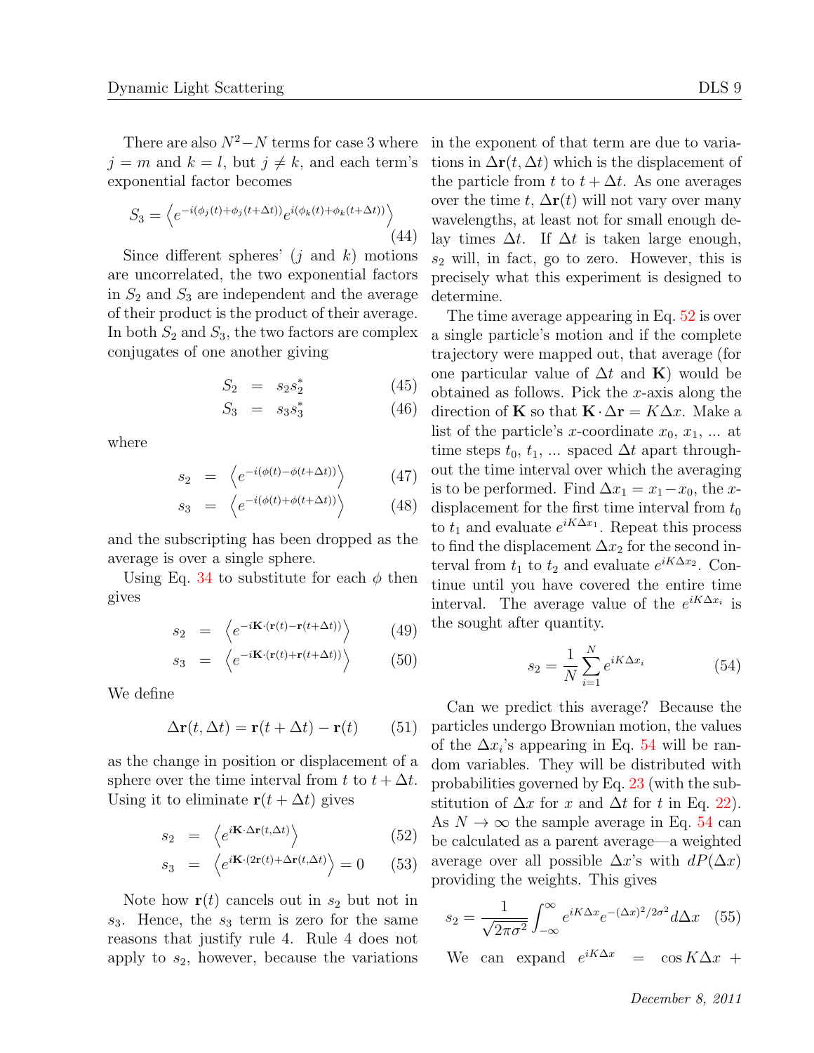There are also $N^2 - N$ terms for case 3 where $j = m$ and $k = l$, but $j \neq k$, and each term's exponential factor becomes

$$S_3 = \left\langle e^{-i(\phi_j(t)+\phi_j(t+\Delta t))} e^{i(\phi_k(t)+\phi_k(t+\Delta t))} \right\rangle \tag{44}$$

Since different spheres' ($j$ and $k$) motions are uncorrelated, the two exponential factors in $S_2$ and $S_3$ are independent and the average of their product is the product of their average. In both $S_2$ and $S_3$, the two factors are complex conjugates of one another giving

$$S_2 = s_2 s_2^* \tag{45}$$

$$S_3 = s_3 s_3^* \tag{46}$$

where

$$s_2 = \left\langle e^{-i(\phi(t)-\phi(t+\Delta t))} \right\rangle \tag{47}$$

$$s_3 = \left\langle e^{-i(\phi(t)+\phi(t+\Delta t))} \right\rangle \tag{48}$$

and the subscripting has been dropped as the average is over a single sphere.

Using Eq. 34 to substitute for each $\phi$ then gives

$$s_2 = \left\langle e^{-i\mathbf{K}\cdot(\mathbf{r}(t)-\mathbf{r}(t+\Delta t))} \right\rangle \tag{49}$$

$$s_3 = \left\langle e^{-i\mathbf{K}\cdot(\mathbf{r}(t)+\mathbf{r}(t+\Delta t))} \right\rangle \tag{50}$$

We define

$$\Delta\mathbf{r}(t, \Delta t) = \mathbf{r}(t + \Delta t) - \mathbf{r}(t) \tag{51}$$

as the change in position or displacement of a sphere over the time interval from $t$ to $t + \Delta t$. Using it to eliminate $\mathbf{r}(t + \Delta t)$ gives

$$s_2 = \left\langle e^{i\mathbf{K}\cdot\Delta\mathbf{r}(t,\Delta t)} \right\rangle \tag{52}$$

$$s_3 = \left\langle e^{i\mathbf{K}\cdot(2\mathbf{r}(t)+\Delta\mathbf{r}(t,\Delta t))} \right\rangle = 0 \tag{53}$$

Note how $\mathbf{r}(t)$ cancels out in $s_2$ but not in $s_3$. Hence, the $s_3$ term is zero for the same reasons that justify rule 4. Rule 4 does not apply to $s_2$, however, because the variations in the exponent of that term are due to variations in $\Delta\mathbf{r}(t, \Delta t)$ which is the displacement of the particle from $t$ to $t + \Delta t$. As one averages over the time $t$, $\Delta\mathbf{r}(t)$ will not vary over many wavelengths, at least not for small enough delay times $\Delta t$. If $\Delta t$ is taken large enough, $s_2$ will, in fact, go to zero. However, this is precisely what this experiment is designed to determine.

The time average appearing in Eq. 52 is over a single particle's motion and if the complete trajectory were mapped out, that average (for one particular value of $\Delta t$ and $\mathbf{K}$) would be obtained as follows. Pick the $x$-axis along the direction of $\mathbf{K}$ so that $\mathbf{K}\cdot\Delta\mathbf{r} = K\Delta x$. Make a list of the particle's $x$-coordinate $x_0$, $x_1$, ... at time steps $t_0$, $t_1$, ... spaced $\Delta t$ apart throughout the time interval over which the averaging is to be performed. Find $\Delta x_1 = x_1 - x_0$, the $x$-displacement for the first time interval from $t_0$ to $t_1$ and evaluate $e^{iK\Delta x_1}$. Repeat this process to find the displacement $\Delta x_2$ for the second interval from $t_1$ to $t_2$ and evaluate $e^{iK\Delta x_2}$. Continue until you have covered the entire time interval. The average value of the $e^{iK\Delta x_i}$ is the sought after quantity.

$$s_2 = \frac{1}{N}\sum_{i=1}^{N} e^{iK\Delta x_i} \tag{54}$$

Can we predict this average? Because the particles undergo Brownian motion, the values of the $\Delta x_i$'s appearing in Eq. 54 will be random variables. They will be distributed with probabilities governed by Eq. 23 (with the substitution of $\Delta x$ for $x$ and $\Delta t$ for $t$ in Eq. 22). As $N \to \infty$ the sample average in Eq. 54 can be calculated as a parent average—a weighted average over all possible $\Delta x$'s with $dP(\Delta x)$ providing the weights. This gives

$$s_2 = \frac{1}{\sqrt{2\pi\sigma^2}} \int_{-\infty}^{\infty} e^{iK\Delta x} e^{-(\Delta x)^2/2\sigma^2} d\Delta x \tag{55}$$

We can expand $e^{iK\Delta x} = \cos K\Delta x +$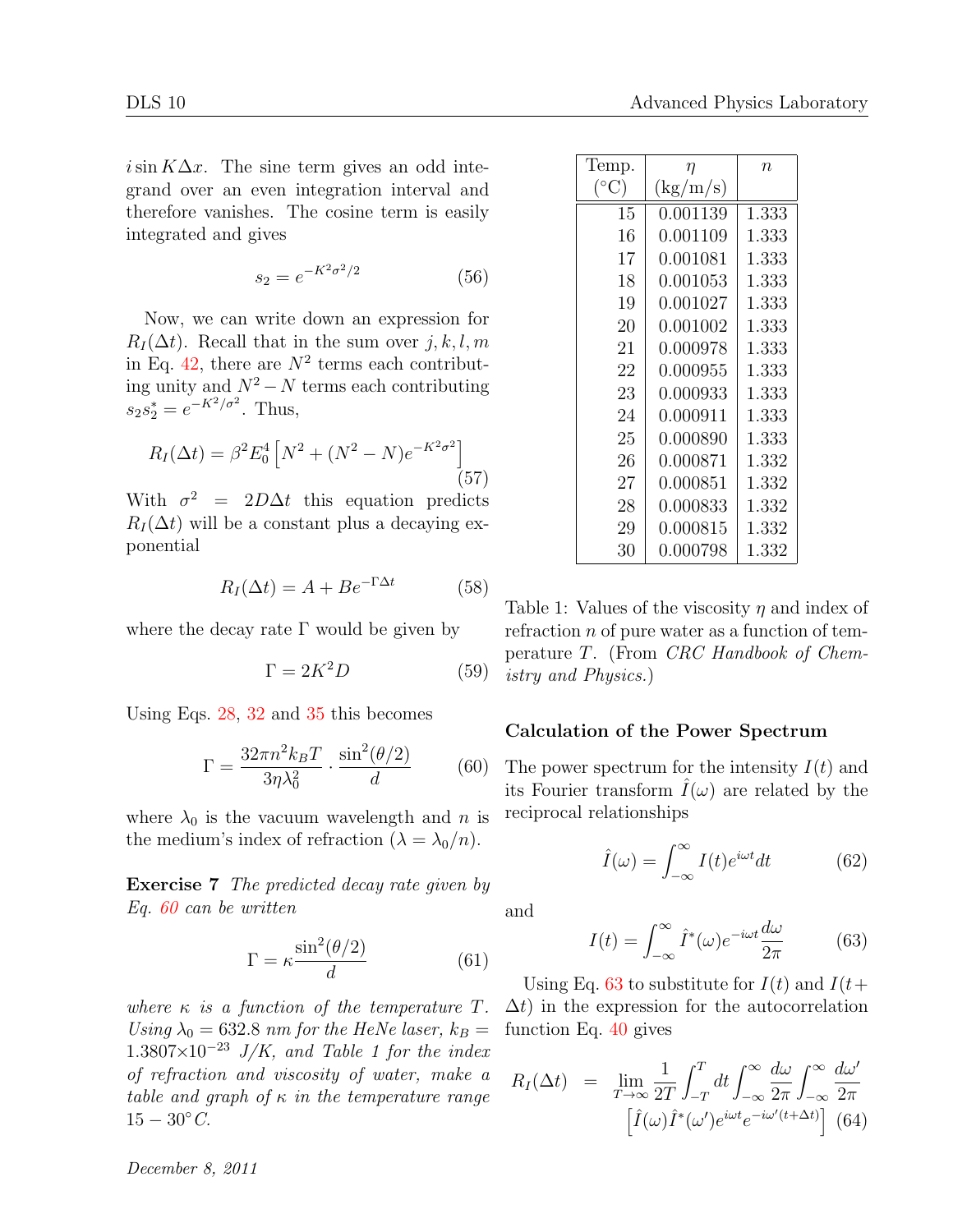$i \sin K\Delta x$. The sine term gives an odd integrand over an even integration interval and therefore vanishes. The cosine term is easily integrated and gives

$$s_2 = e^{-K^2\sigma^2/2} \tag{56}$$

Now, we can write down an expression for $R_I(\Delta t)$. Recall that in the sum over $j, k, l, m$ in Eq. 42, there are $N^2$ terms each contributing unity and $N^2 - N$ terms each contributing $s_2 s_2^* = e^{-K^2/\sigma^2}$. Thus,

$$R_I(\Delta t) = \beta^2 E_0^4 \left[ N^2 + (N^2 - N)e^{-K^2\sigma^2} \right] \tag{57}$$

With $\sigma^2 = 2D\Delta t$ this equation predicts $R_I(\Delta t)$ will be a constant plus a decaying exponential

$$R_I(\Delta t) = A + Be^{-\Gamma \Delta t} \tag{58}$$

where the decay rate $\Gamma$ would be given by

$$\Gamma = 2K^2 D \tag{59}$$

Using Eqs. 28, 32 and 35 this becomes

$$\Gamma = \frac{32\pi n^2 k_B T}{3\eta\lambda_0^2} \cdot \frac{\sin^2(\theta/2)}{d} \tag{60}$$

where $\lambda_0$ is the vacuum wavelength and $n$ is the medium's index of refraction ($\lambda = \lambda_0/n$).

**Exercise 7** *The predicted decay rate given by Eq. 60 can be written*

$$\Gamma = \kappa \frac{\sin^2(\theta/2)}{d} \tag{61}$$

*where $\kappa$ is a function of the temperature $T$. Using $\lambda_0 = 632.8$ nm for the HeNe laser, $k_B = 1.3807 \times 10^{-23}$ J/K, and Table 1 for the index of refraction and viscosity of water, make a table and graph of $\kappa$ in the temperature range $15 - 30^\circ C$.*

| Temp. (°C) | $\eta$ (kg/m/s) | $n$ |
|---|---|---|
| 15 | 0.001139 | 1.333 |
| 16 | 0.001109 | 1.333 |
| 17 | 0.001081 | 1.333 |
| 18 | 0.001053 | 1.333 |
| 19 | 0.001027 | 1.333 |
| 20 | 0.001002 | 1.333 |
| 21 | 0.000978 | 1.333 |
| 22 | 0.000955 | 1.333 |
| 23 | 0.000933 | 1.333 |
| 24 | 0.000911 | 1.333 |
| 25 | 0.000890 | 1.333 |
| 26 | 0.000871 | 1.332 |
| 27 | 0.000851 | 1.332 |
| 28 | 0.000833 | 1.332 |
| 29 | 0.000815 | 1.332 |
| 30 | 0.000798 | 1.332 |

Table 1: Values of the viscosity $\eta$ and index of refraction $n$ of pure water as a function of temperature $T$. (From *CRC Handbook of Chemistry and Physics.*)

### Calculation of the Power Spectrum

The power spectrum for the intensity $I(t)$ and its Fourier transform $\hat{I}(\omega)$ are related by the reciprocal relationships

$$\hat{I}(\omega) = \int_{-\infty}^{\infty} I(t)e^{i\omega t} dt \tag{62}$$

and

$$I(t) = \int_{-\infty}^{\infty} \hat{I}^*(\omega)e^{-i\omega t} \frac{d\omega}{2\pi} \tag{63}$$

Using Eq. 63 to substitute for $I(t)$ and $I(t + \Delta t)$ in the expression for the autocorrelation function Eq. 40 gives

$$R_I(\Delta t) = \lim_{T\to\infty} \frac{1}{2T} \int_{-T}^{T} dt \int_{-\infty}^{\infty} \frac{d\omega}{2\pi} \int_{-\infty}^{\infty} \frac{d\omega'}{2\pi} \left[ \hat{I}(\omega)\hat{I}^*(\omega')e^{i\omega t}e^{-i\omega'(t+\Delta t)} \right] \tag{64}$$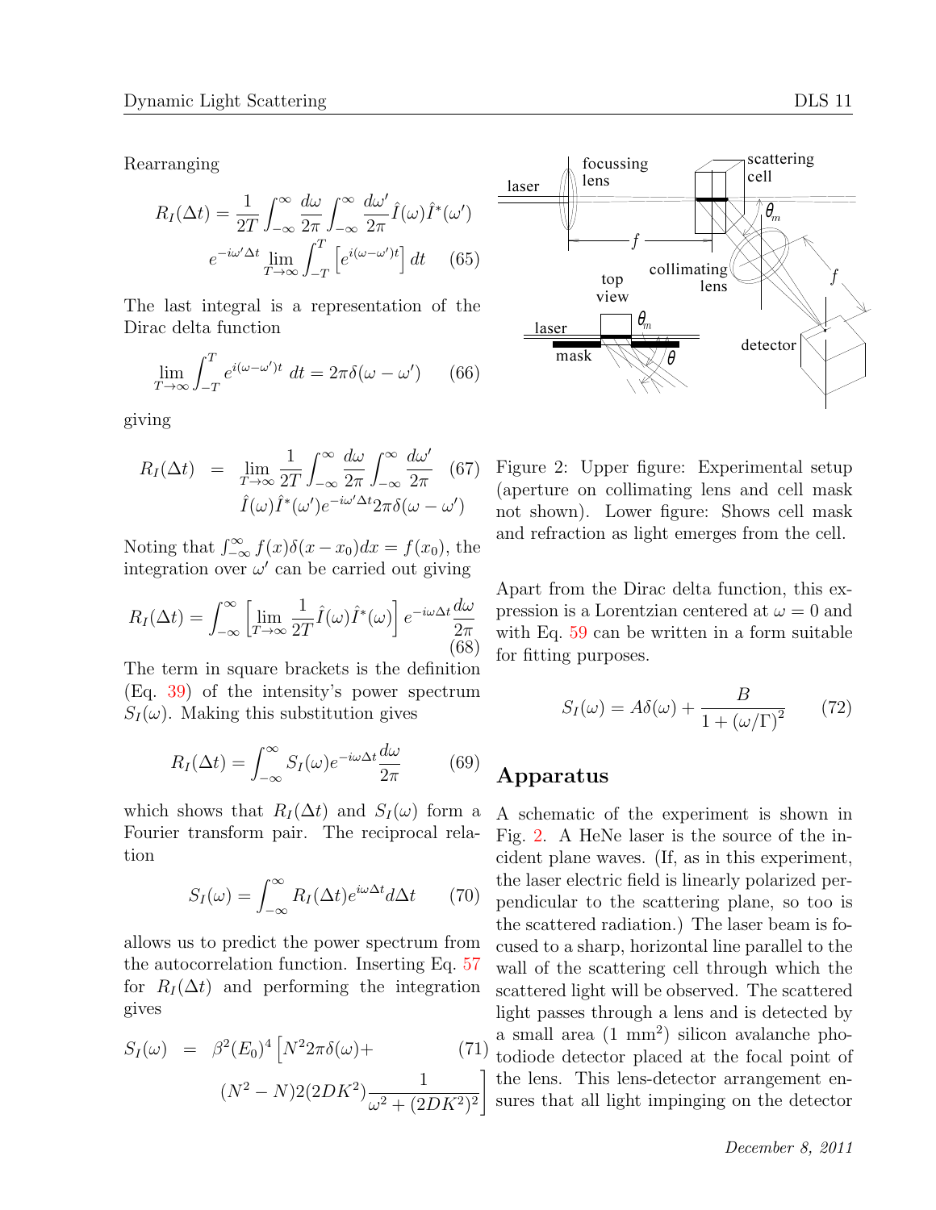Rearranging

$$R_I(\Delta t) = \frac{1}{2T}\int_{-\infty}^{\infty}\frac{d\omega}{2\pi}\int_{-\infty}^{\infty}\frac{d\omega'}{2\pi}\hat{I}(\omega)\hat{I}^*(\omega') \\ e^{-i\omega'\Delta t}\lim_{T\to\infty}\int_{-T}^{T}\left[e^{i(\omega-\omega')t}\right]dt \quad (65)$$

The last integral is a representation of the Dirac delta function

$$\lim_{T\to\infty}\int_{-T}^{T}e^{i(\omega-\omega')t}\,dt = 2\pi\delta(\omega-\omega') \quad (66)$$

giving

$$R_I(\Delta t) = \lim_{T\to\infty}\frac{1}{2T}\int_{-\infty}^{\infty}\frac{d\omega}{2\pi}\int_{-\infty}^{\infty}\frac{d\omega'}{2\pi} \\ \hat{I}(\omega)\hat{I}^*(\omega')e^{-i\omega'\Delta t}2\pi\delta(\omega-\omega') \quad (67)$$

Noting that $\int_{-\infty}^{\infty}f(x)\delta(x-x_0)dx = f(x_0)$, the integration over $\omega'$ can be carried out giving

$$R_I(\Delta t) = \int_{-\infty}^{\infty}\left[\lim_{T\to\infty}\frac{1}{2T}\hat{I}(\omega)\hat{I}^*(\omega)\right]e^{-i\omega\Delta t}\frac{d\omega}{2\pi} \quad (68)$$

The term in square brackets is the definition (Eq. 39) of the intensity's power spectrum $S_I(\omega)$. Making this substitution gives

$$R_I(\Delta t) = \int_{-\infty}^{\infty}S_I(\omega)e^{-i\omega\Delta t}\frac{d\omega}{2\pi} \quad (69)$$

which shows that $R_I(\Delta t)$ and $S_I(\omega)$ form a Fourier transform pair. The reciprocal relation

$$S_I(\omega) = \int_{-\infty}^{\infty}R_I(\Delta t)e^{i\omega\Delta t}d\Delta t \quad (70)$$

allows us to predict the power spectrum from the autocorrelation function. Inserting Eq. 57 for $R_I(\Delta t)$ and performing the integration gives

$$S_I(\omega) = \beta^2(E_0)^4\Big[N^2 2\pi\delta(\omega) + \\ (N^2-N)2(2DK^2)\frac{1}{\omega^2+(2DK^2)^2}\Big] \quad (71)$$

Figure 2: Upper figure: Experimental setup (aperture on collimating lens and cell mask not shown). Lower figure: Shows cell mask and refraction as light emerges from the cell.

Apart from the Dirac delta function, this expression is a Lorentzian centered at $\omega = 0$ and with Eq. 59 can be written in a form suitable for fitting purposes.

$$S_I(\omega) = A\delta(\omega) + \frac{B}{1+(\omega/\Gamma)^2} \quad (72)$$

## Apparatus

A schematic of the experiment is shown in Fig. 2. A HeNe laser is the source of the incident plane waves. (If, as in this experiment, the laser electric field is linearly polarized perpendicular to the scattering plane, so too is the scattered radiation.) The laser beam is focused to a sharp, horizontal line parallel to the wall of the scattering cell through which the scattered light will be observed. The scattered light passes through a lens and is detected by a small area (1 mm$^2$) silicon avalanche photodiode detector placed at the focal point of the lens. This lens-detector arrangement ensures that all light impinging on the detector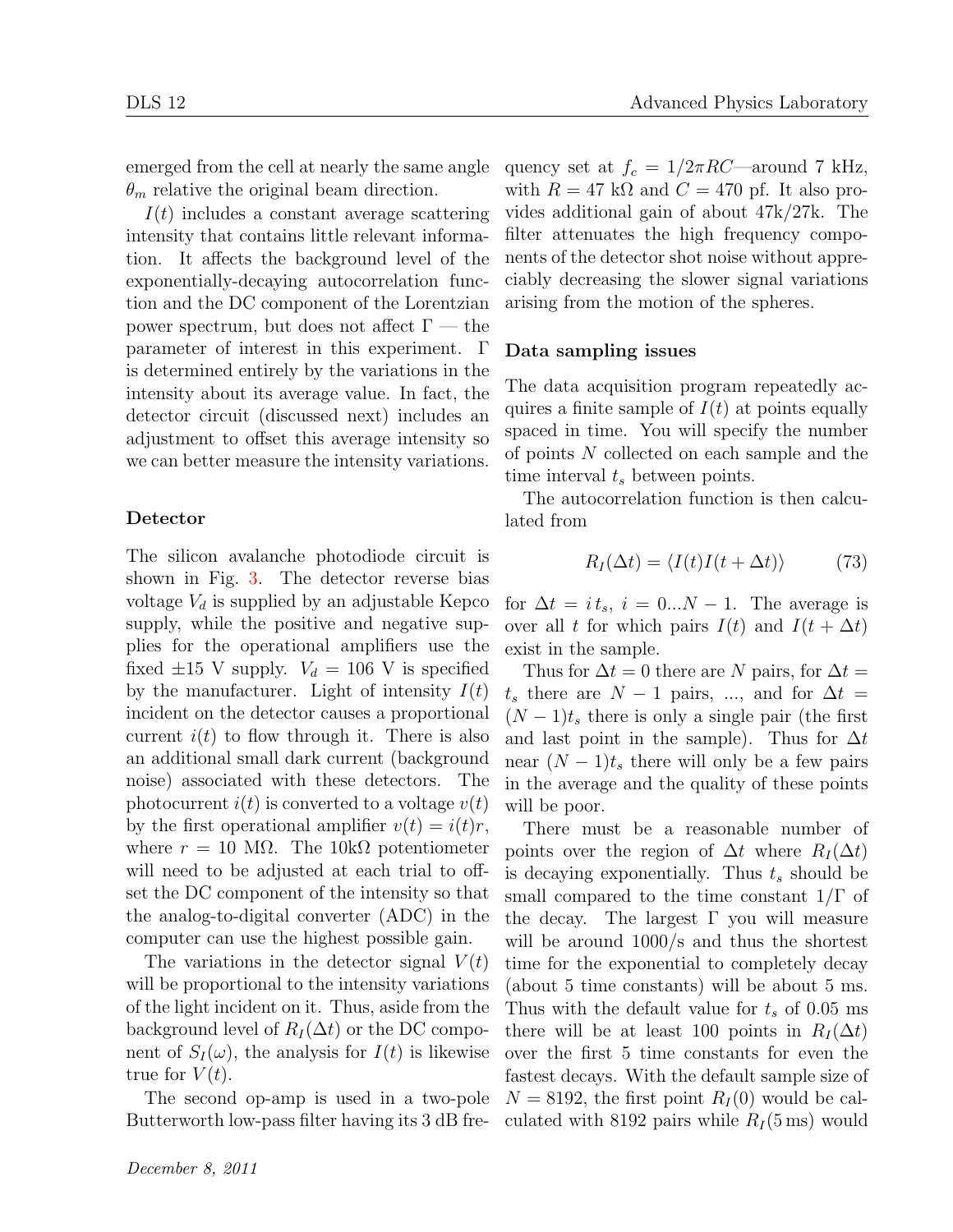emerged from the cell at nearly the same angle $\theta_m$ relative the original beam direction.

$I(t)$ includes a constant average scattering intensity that contains little relevant information. It affects the background level of the exponentially-decaying autocorrelation function and the DC component of the Lorentzian power spectrum, but does not affect $\Gamma$ — the parameter of interest in this experiment. $\Gamma$ is determined entirely by the variations in the intensity about its average value. In fact, the detector circuit (discussed next) includes an adjustment to offset this average intensity so we can better measure the intensity variations.

### Detector

The silicon avalanche photodiode circuit is shown in Fig. 3. The detector reverse bias voltage $V_d$ is supplied by an adjustable Kepco supply, while the positive and negative supplies for the operational amplifiers use the fixed $\pm 15$ V supply. $V_d = 106$ V is specified by the manufacturer. Light of intensity $I(t)$ incident on the detector causes a proportional current $i(t)$ to flow through it. There is also an additional small dark current (background noise) associated with these detectors. The photocurrent $i(t)$ is converted to a voltage $v(t)$ by the first operational amplifier $v(t) = i(t)r$, where $r = 10$ MΩ. The 10kΩ potentiometer will need to be adjusted at each trial to offset the DC component of the intensity so that the analog-to-digital converter (ADC) in the computer can use the highest possible gain.

The variations in the detector signal $V(t)$ will be proportional to the intensity variations of the light incident on it. Thus, aside from the background level of $R_I(\Delta t)$ or the DC component of $S_I(\omega)$, the analysis for $I(t)$ is likewise true for $V(t)$.

The second op-amp is used in a two-pole Butterworth low-pass filter having its 3 dB frequency set at $f_c = 1/2\pi RC$—around 7 kHz, with $R = 47$ kΩ and $C = 470$ pf. It also provides additional gain of about 47k/27k. The filter attenuates the high frequency components of the detector shot noise without appreciably decreasing the slower signal variations arising from the motion of the spheres.

### Data sampling issues

The data acquisition program repeatedly acquires a finite sample of $I(t)$ at points equally spaced in time. You will specify the number of points $N$ collected on each sample and the time interval $t_s$ between points.

The autocorrelation function is then calculated from

$$R_I(\Delta t) = \langle I(t)I(t + \Delta t)\rangle \tag{73}$$

for $\Delta t = i\,t_s$, $i = 0...N-1$. The average is over all $t$ for which pairs $I(t)$ and $I(t + \Delta t)$ exist in the sample.

Thus for $\Delta t = 0$ there are $N$ pairs, for $\Delta t = t_s$ there are $N - 1$ pairs, ..., and for $\Delta t = (N - 1)t_s$ there is only a single pair (the first and last point in the sample). Thus for $\Delta t$ near $(N - 1)t_s$ there will only be a few pairs in the average and the quality of these points will be poor.

There must be a reasonable number of points over the region of $\Delta t$ where $R_I(\Delta t)$ is decaying exponentially. Thus $t_s$ should be small compared to the time constant $1/\Gamma$ of the decay. The largest $\Gamma$ you will measure will be around 1000/s and thus the shortest time for the exponential to completely decay (about 5 time constants) will be about 5 ms. Thus with the default value for $t_s$ of 0.05 ms there will be at least 100 points in $R_I(\Delta t)$ over the first 5 time constants for even the fastest decays. With the default sample size of $N = 8192$, the first point $R_I(0)$ would be calculated with 8192 pairs while $R_I(5\,\text{ms})$ would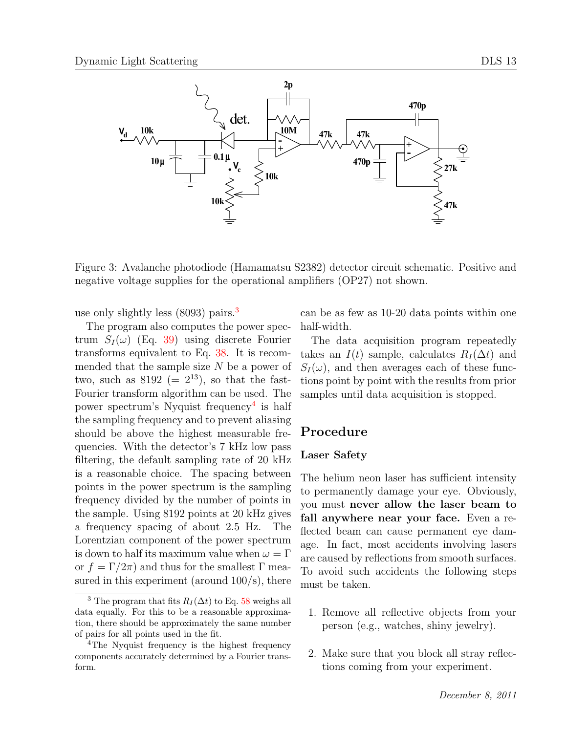Figure 3: Avalanche photodiode (Hamamatsu S2382) detector circuit schematic. Positive and negative voltage supplies for the operational amplifiers (OP27) not shown.

use only slightly less (8093) pairs.[3]

The program also computes the power spectrum $S_I(\omega)$ (Eq. 39) using discrete Fourier transforms equivalent to Eq. 38. It is recommended that the sample size $N$ be a power of two, such as 8192 ($= 2^{13}$), so that the fast-Fourier transform algorithm can be used. The power spectrum's Nyquist frequency[4] is half the sampling frequency and to prevent aliasing should be above the highest measurable frequencies. With the detector's 7 kHz low pass filtering, the default sampling rate of 20 kHz is a reasonable choice. The spacing between points in the power spectrum is the sampling frequency divided by the number of points in the sample. Using 8192 points at 20 kHz gives a frequency spacing of about 2.5 Hz. The Lorentzian component of the power spectrum is down to half its maximum value when $\omega = \Gamma$ or $f = \Gamma/2\pi$) and thus for the smallest $\Gamma$ measured in this experiment (around 100/s), there can be as few as 10-20 data points within one half-width.

The data acquisition program repeatedly takes an $I(t)$ sample, calculates $R_I(\Delta t)$ and $S_I(\omega)$, and then averages each of these functions point by point with the results from prior samples until data acquisition is stopped.

## Procedure

### Laser Safety

The helium neon laser has sufficient intensity to permanently damage your eye. Obviously, you must **never allow the laser beam to fall anywhere near your face.** Even a reflected beam can cause permanent eye damage. In fact, most accidents involving lasers are caused by reflections from smooth surfaces. To avoid such accidents the following steps must be taken.

1. Remove all reflective objects from your person (e.g., watches, shiny jewelry).

2. Make sure that you block all stray reflections coming from your experiment.

[3] The program that fits $R_I(\Delta t)$ to Eq. 58 weighs all data equally. For this to be a reasonable approximation, there should be approximately the same number of pairs for all points used in the fit.

[4] The Nyquist frequency is the highest frequency components accurately determined by a Fourier transform.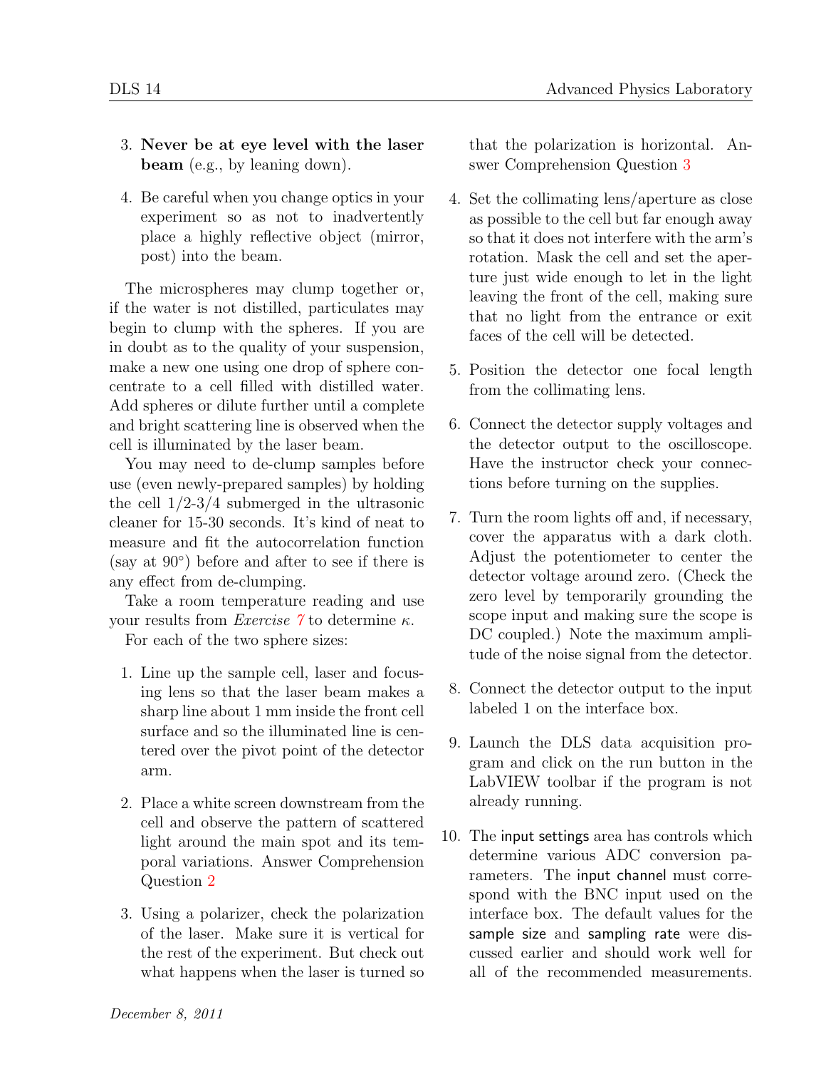3. **Never be at eye level with the laser beam** (e.g., by leaning down).

4. Be careful when you change optics in your experiment so as not to inadvertently place a highly reflective object (mirror, post) into the beam.

The microspheres may clump together or, if the water is not distilled, particulates may begin to clump with the spheres. If you are in doubt as to the quality of your suspension, make a new one using one drop of sphere concentrate to a cell filled with distilled water. Add spheres or dilute further until a complete and bright scattering line is observed when the cell is illuminated by the laser beam.

You may need to de-clump samples before use (even newly-prepared samples) by holding the cell 1/2-3/4 submerged in the ultrasonic cleaner for 15-30 seconds. It's kind of neat to measure and fit the autocorrelation function (say at 90°) before and after to see if there is any effect from de-clumping.

Take a room temperature reading and use your results from *Exercise 7* to determine $\kappa$.

For each of the two sphere sizes:

1. Line up the sample cell, laser and focusing lens so that the laser beam makes a sharp line about 1 mm inside the front cell surface and so the illuminated line is centered over the pivot point of the detector arm.

2. Place a white screen downstream from the cell and observe the pattern of scattered light around the main spot and its temporal variations. Answer Comprehension Question 2

3. Using a polarizer, check the polarization of the laser. Make sure it is vertical for the rest of the experiment. But check out what happens when the laser is turned so that the polarization is horizontal. Answer Comprehension Question 3

4. Set the collimating lens/aperture as close as possible to the cell but far enough away so that it does not interfere with the arm's rotation. Mask the cell and set the aperture just wide enough to let in the light leaving the front of the cell, making sure that no light from the entrance or exit faces of the cell will be detected.

5. Position the detector one focal length from the collimating lens.

6. Connect the detector supply voltages and the detector output to the oscilloscope. Have the instructor check your connections before turning on the supplies.

7. Turn the room lights off and, if necessary, cover the apparatus with a dark cloth. Adjust the potentiometer to center the detector voltage around zero. (Check the zero level by temporarily grounding the scope input and making sure the scope is DC coupled.) Note the maximum amplitude of the noise signal from the detector.

8. Connect the detector output to the input labeled 1 on the interface box.

9. Launch the DLS data acquisition program and click on the run button in the LabVIEW toolbar if the program is not already running.

10. The input settings area has controls which determine various ADC conversion parameters. The input channel must correspond with the BNC input used on the interface box. The default values for the sample size and sampling rate were discussed earlier and should work well for all of the recommended measurements.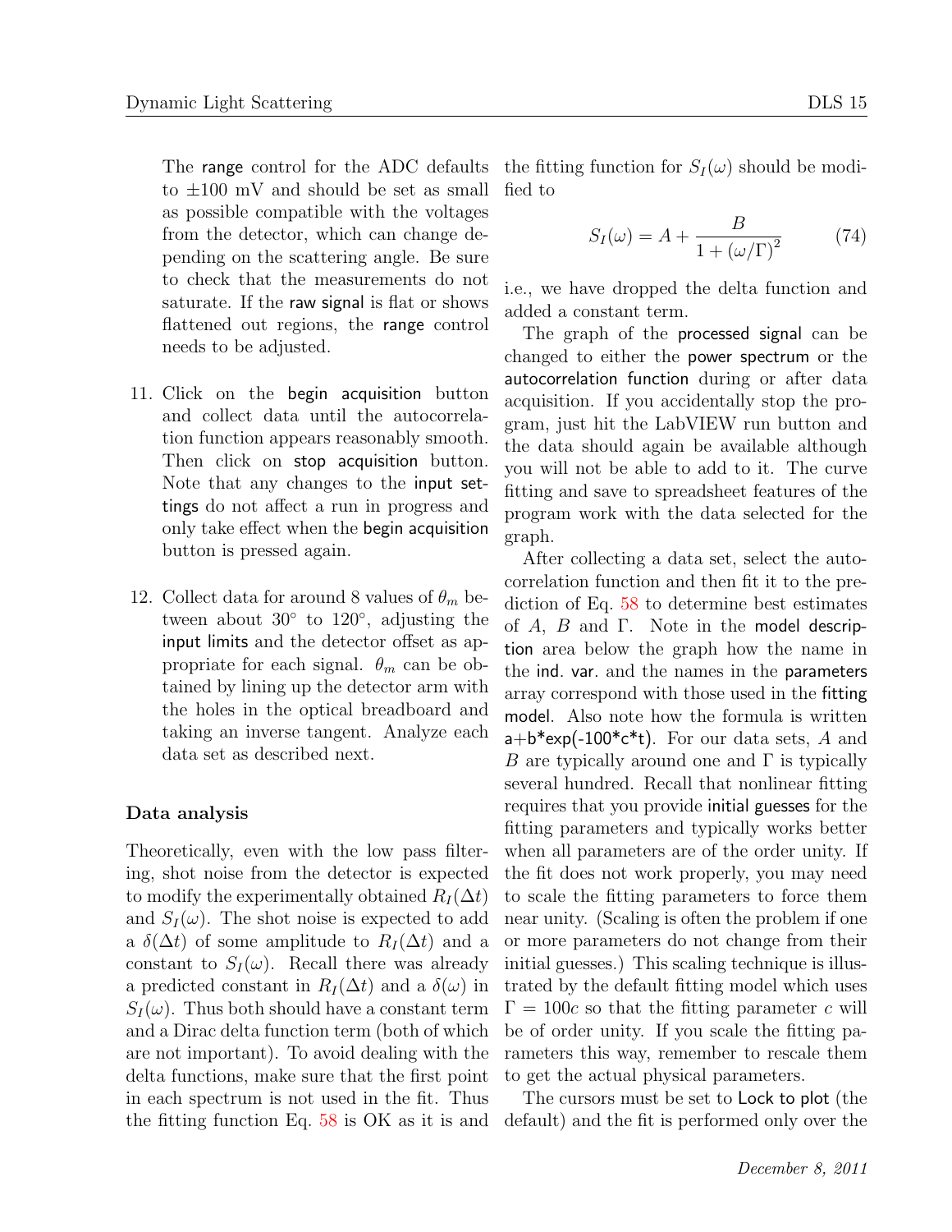The range control for the ADC defaults to ±100 mV and should be set as small as possible compatible with the voltages from the detector, which can change depending on the scattering angle. Be sure to check that the measurements do not saturate. If the raw signal is flat or shows flattened out regions, the range control needs to be adjusted.

11. Click on the begin acquisition button and collect data until the autocorrelation function appears reasonably smooth. Then click on stop acquisition button. Note that any changes to the input settings do not affect a run in progress and only take effect when the begin acquisition button is pressed again.

12. Collect data for around 8 values of $\theta_m$ between about 30° to 120°, adjusting the input limits and the detector offset as appropriate for each signal. $\theta_m$ can be obtained by lining up the detector arm with the holes in the optical breadboard and taking an inverse tangent. Analyze each data set as described next.

### Data analysis

Theoretically, even with the low pass filtering, shot noise from the detector is expected to modify the experimentally obtained $R_I(\Delta t)$ and $S_I(\omega)$. The shot noise is expected to add a $\delta(\Delta t)$ of some amplitude to $R_I(\Delta t)$ and a constant to $S_I(\omega)$. Recall there was already a predicted constant in $R_I(\Delta t)$ and a $\delta(\omega)$ in $S_I(\omega)$. Thus both should have a constant term and a Dirac delta function term (both of which are not important). To avoid dealing with the delta functions, make sure that the first point in each spectrum is not used in the fit. Thus the fitting function Eq. 58 is OK as it is and the fitting function for $S_I(\omega)$ should be modified to

$$S_I(\omega) = A + \frac{B}{1 + (\omega/\Gamma)^2} \tag{74}$$

i.e., we have dropped the delta function and added a constant term.

The graph of the processed signal can be changed to either the power spectrum or the autocorrelation function during or after data acquisition. If you accidentally stop the program, just hit the LabVIEW run button and the data should again be available although you will not be able to add to it. The curve fitting and save to spreadsheet features of the program work with the data selected for the graph.

After collecting a data set, select the autocorrelation function and then fit it to the prediction of Eq. 58 to determine best estimates of $A$, $B$ and $\Gamma$. Note in the model description area below the graph how the name in the ind. var. and the names in the parameters array correspond with those used in the fitting model. Also note how the formula is written a+b*exp(-100*c*t). For our data sets, $A$ and $B$ are typically around one and $\Gamma$ is typically several hundred. Recall that nonlinear fitting requires that you provide initial guesses for the fitting parameters and typically works better when all parameters are of the order unity. If the fit does not work properly, you may need to scale the fitting parameters to force them near unity. (Scaling is often the problem if one or more parameters do not change from their initial guesses.) This scaling technique is illustrated by the default fitting model which uses $\Gamma = 100c$ so that the fitting parameter $c$ will be of order unity. If you scale the fitting parameters this way, remember to rescale them to get the actual physical parameters.

The cursors must be set to Lock to plot (the default) and the fit is performed only over the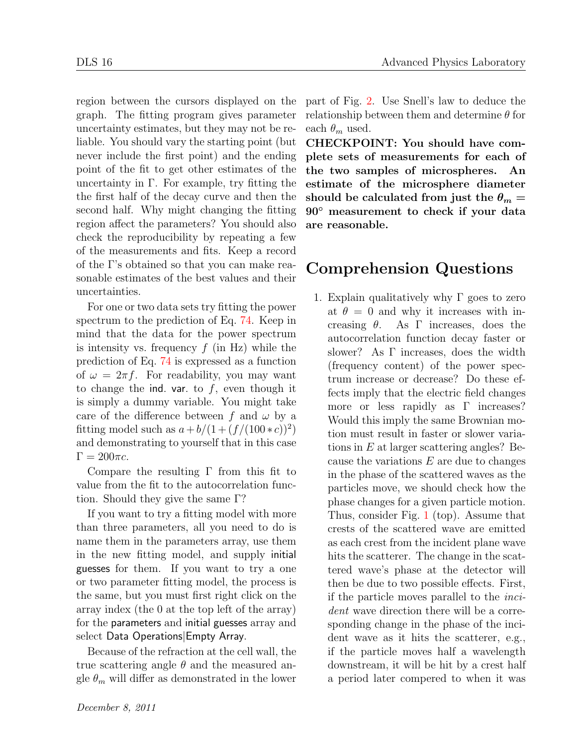region between the cursors displayed on the graph. The fitting program gives parameter uncertainty estimates, but they may not be reliable. You should vary the starting point (but never include the first point) and the ending point of the fit to get other estimates of the uncertainty in $\Gamma$. For example, try fitting the the first half of the decay curve and then the second half. Why might changing the fitting region affect the parameters? You should also check the reproducibility by repeating a few of the measurements and fits. Keep a record of the $\Gamma$'s obtained so that you can make reasonable estimates of the best values and their uncertainties.

For one or two data sets try fitting the power spectrum to the prediction of Eq. 74. Keep in mind that the data for the power spectrum is intensity vs. frequency $f$ (in Hz) while the prediction of Eq. 74 is expressed as a function of $\omega = 2\pi f$. For readability, you may want to change the ind. var. to $f$, even though it is simply a dummy variable. You might take care of the difference between $f$ and $\omega$ by a fitting model such as $a + b/(1 + (f/(100 * c))^2)$ and demonstrating to yourself that in this case $\Gamma = 200\pi c$.

Compare the resulting $\Gamma$ from this fit to value from the fit to the autocorrelation function. Should they give the same $\Gamma$?

If you want to try a fitting model with more than three parameters, all you need to do is name them in the parameters array, use them in the new fitting model, and supply initial guesses for them. If you want to try a one or two parameter fitting model, the process is the same, but you must first right click on the array index (the 0 at the top left of the array) for the parameters and initial guesses array and select Data Operations|Empty Array.

Because of the refraction at the cell wall, the true scattering angle $\theta$ and the measured angle $\theta_m$ will differ as demonstrated in the lower part of Fig. 2. Use Snell's law to deduce the relationship between them and determine $\theta$ for each $\theta_m$ used.

**CHECKPOINT: You should have complete sets of measurements for each of the two samples of microspheres. An estimate of the microsphere diameter should be calculated from just the $\theta_m = 90°$ measurement to check if your data are reasonable.**

## Comprehension Questions

1. Explain qualitatively why $\Gamma$ goes to zero at $\theta = 0$ and why it increases with increasing $\theta$. As $\Gamma$ increases, does the autocorrelation function decay faster or slower? As $\Gamma$ increases, does the width (frequency content) of the power spectrum increase or decrease? Do these effects imply that the electric field changes more or less rapidly as $\Gamma$ increases? Would this imply the same Brownian motion must result in faster or slower variations in $E$ at larger scattering angles? Because the variations $E$ are due to changes in the phase of the scattered waves as the particles move, we should check how the phase changes for a given particle motion. Thus, consider Fig. 1 (top). Assume that crests of the scattered wave are emitted as each crest from the incident plane wave hits the scatterer. The change in the scattered wave's phase at the detector will then be due to two possible effects. First, if the particle moves parallel to the *incident* wave direction there will be a corresponding change in the phase of the incident wave as it hits the scatterer, e.g., if the particle moves half a wavelength downstream, it will be hit by a crest half a period later compered to when it was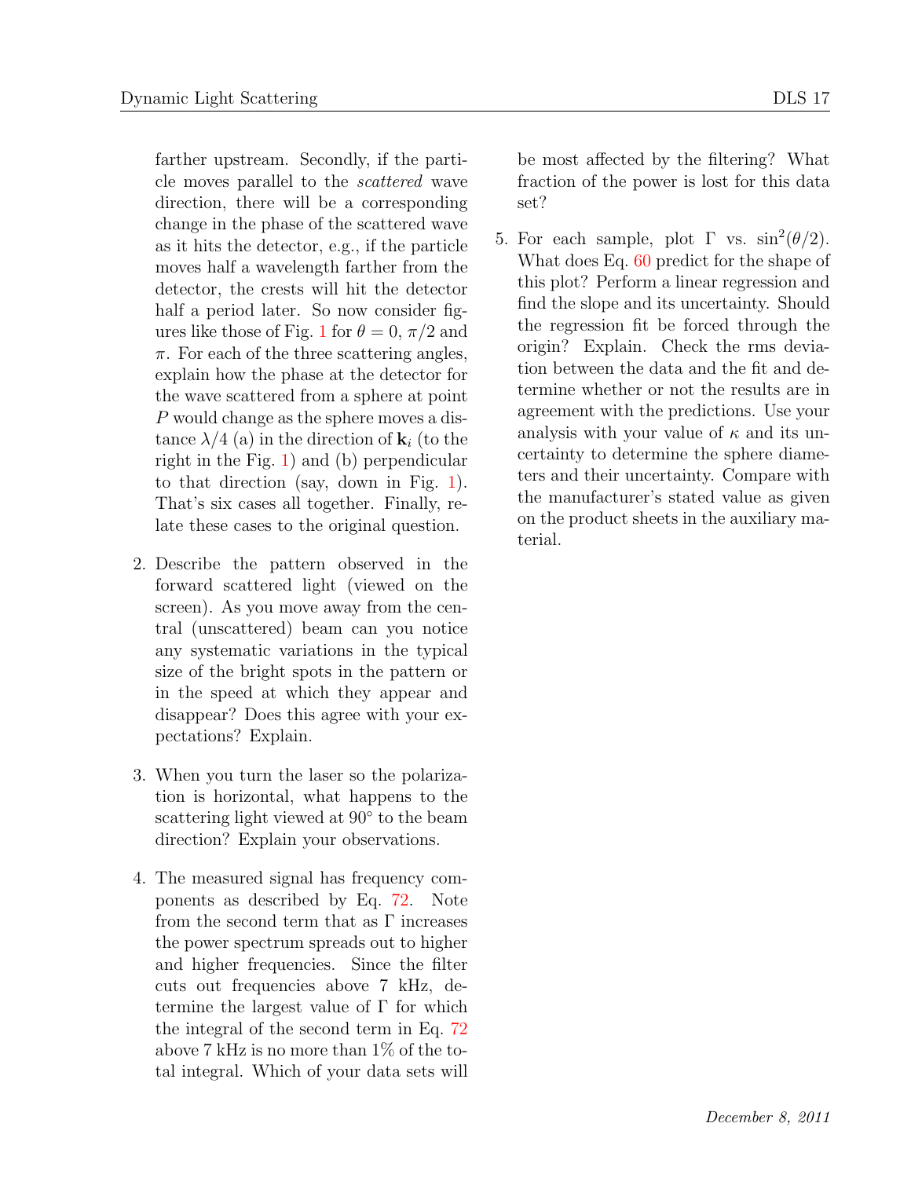farther upstream. Secondly, if the particle moves parallel to the *scattered* wave direction, there will be a corresponding change in the phase of the scattered wave as it hits the detector, e.g., if the particle moves half a wavelength farther from the detector, the crests will hit the detector half a period later. So now consider figures like those of Fig. 1 for $\theta = 0$, $\pi/2$ and $\pi$. For each of the three scattering angles, explain how the phase at the detector for the wave scattered from a sphere at point $P$ would change as the sphere moves a distance $\lambda/4$ (a) in the direction of $\mathbf{k}_i$ (to the right in the Fig. 1) and (b) perpendicular to that direction (say, down in Fig. 1). That's six cases all together. Finally, relate these cases to the original question.

2. Describe the pattern observed in the forward scattered light (viewed on the screen). As you move away from the central (unscattered) beam can you notice any systematic variations in the typical size of the bright spots in the pattern or in the speed at which they appear and disappear? Does this agree with your expectations? Explain.

3. When you turn the laser so the polarization is horizontal, what happens to the scattering light viewed at 90° to the beam direction? Explain your observations.

4. The measured signal has frequency components as described by Eq. 72. Note from the second term that as $\Gamma$ increases the power spectrum spreads out to higher and higher frequencies. Since the filter cuts out frequencies above 7 kHz, determine the largest value of $\Gamma$ for which the integral of the second term in Eq. 72 above 7 kHz is no more than 1% of the total integral. Which of your data sets will be most affected by the filtering? What fraction of the power is lost for this data set?

5. For each sample, plot $\Gamma$ vs. $\sin^2(\theta/2)$. What does Eq. 60 predict for the shape of this plot? Perform a linear regression and find the slope and its uncertainty. Should the regression fit be forced through the origin? Explain. Check the rms deviation between the data and the fit and determine whether or not the results are in agreement with the predictions. Use your analysis with your value of $\kappa$ and its uncertainty to determine the sphere diameters and their uncertainty. Compare with the manufacturer's stated value as given on the product sheets in the auxiliary material.